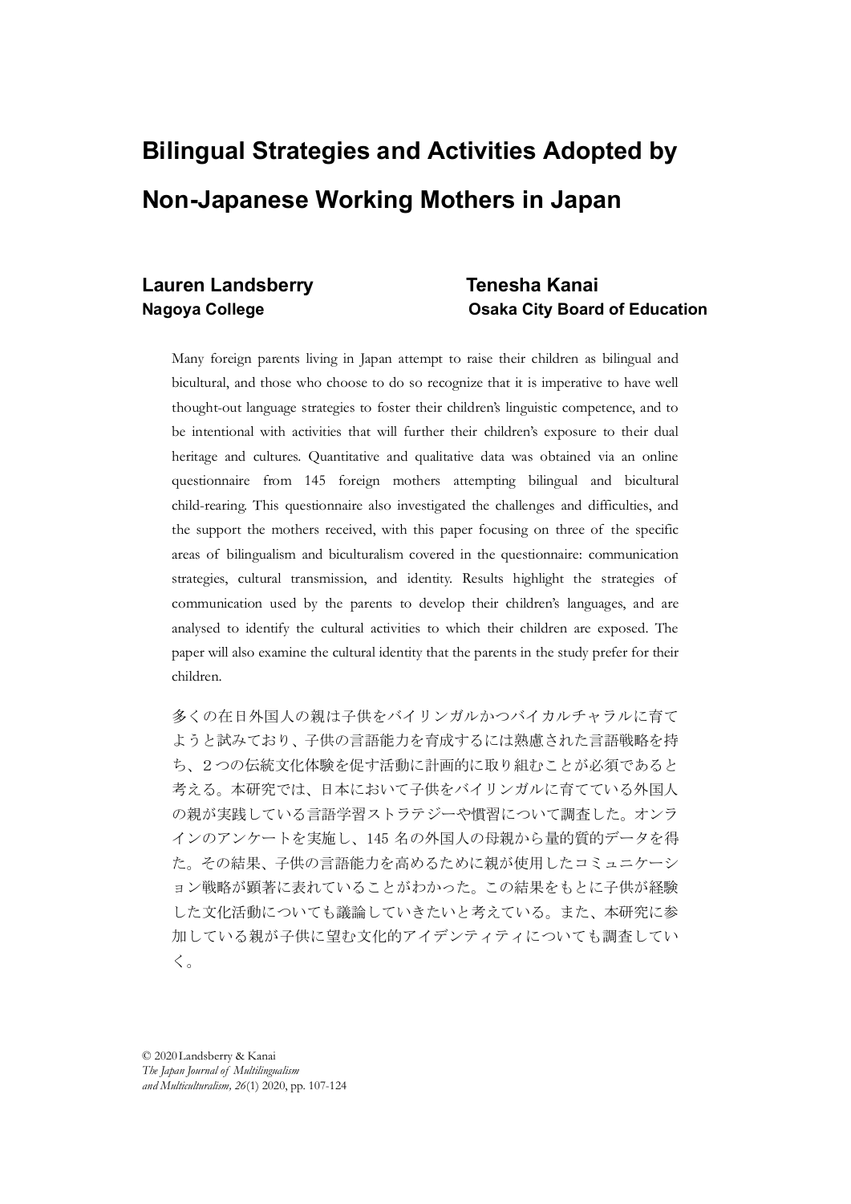# Bilingual Strategies and Activities Adopted by Non-Japanese Working Mothers in Japan

**Lauren Landsberry**
**Nagoya College**

**Tenesha Kanai**
**Osaka City Board of Education**

Many foreign parents living in Japan attempt to raise their children as bilingual and bicultural, and those who choose to do so recognize that it is imperative to have well thought-out language strategies to foster their children's linguistic competence, and to be intentional with activities that will further their children's exposure to their dual heritage and cultures. Quantitative and qualitative data was obtained via an online questionnaire from 145 foreign mothers attempting bilingual and bicultural child-rearing. This questionnaire also investigated the challenges and difficulties, and the support the mothers received, with this paper focusing on three of the specific areas of bilingualism and biculturalism covered in the questionnaire: communication strategies, cultural transmission, and identity. Results highlight the strategies of communication used by the parents to develop their children's languages, and are analysed to identify the cultural activities to which their children are exposed. The paper will also examine the cultural identity that the parents in the study prefer for their children.

多くの在日外国人の親は子供をバイリンガルかつバイカルチャラルに育てようと試みており、子供の言語能力を育成するには熟慮された言語戦略を持ち、２つの伝統文化体験を促す活動に計画的に取り組むことが必須であると考える。本研究では、日本において子供をバイリンガルに育てている外国人の親が実践している言語学習ストラテジーや慣習について調査した。オンラインのアンケートを実施し、145 名の外国人の母親から量的質的データを得た。その結果、子供の言語能力を高めるために親が使用したコミュニケーション戦略が顕著に表れていることがわかった。この結果をもとに子供が経験した文化活動についても議論していきたいと考えている。また、本研究に参加している親が子供に望む文化的アイデンティティについても調査していく。

© 2020 Landsberry & Kanai
*The Japan Journal of Multilingualism and Multiculturalism, 26*(1) 2020, pp. 107-124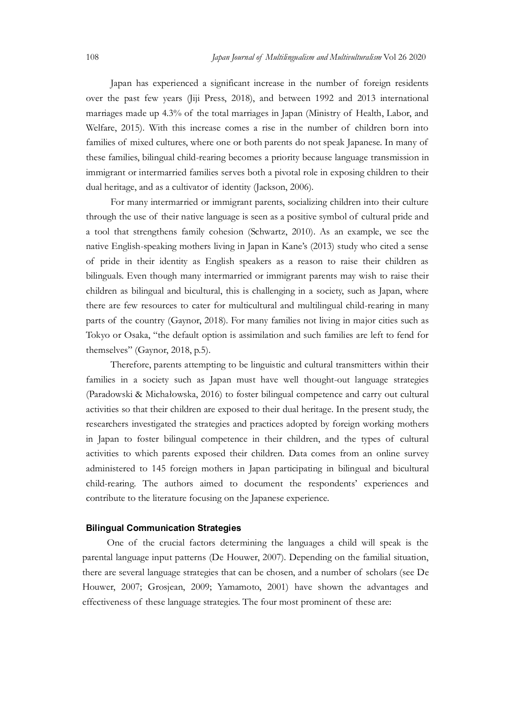Japan has experienced a significant increase in the number of foreign residents over the past few years (Jiji Press, 2018), and between 1992 and 2013 international marriages made up 4.3% of the total marriages in Japan (Ministry of Health, Labor, and Welfare, 2015). With this increase comes a rise in the number of children born into families of mixed cultures, where one or both parents do not speak Japanese. In many of these families, bilingual child-rearing becomes a priority because language transmission in immigrant or intermarried families serves both a pivotal role in exposing children to their dual heritage, and as a cultivator of identity (Jackson, 2006).

For many intermarried or immigrant parents, socializing children into their culture through the use of their native language is seen as a positive symbol of cultural pride and a tool that strengthens family cohesion (Schwartz, 2010). As an example, we see the native English-speaking mothers living in Japan in Kane's (2013) study who cited a sense of pride in their identity as English speakers as a reason to raise their children as bilinguals. Even though many intermarried or immigrant parents may wish to raise their children as bilingual and bicultural, this is challenging in a society, such as Japan, where there are few resources to cater for multicultural and multilingual child-rearing in many parts of the country (Gaynor, 2018). For many families not living in major cities such as Tokyo or Osaka, "the default option is assimilation and such families are left to fend for themselves" (Gaynor, 2018, p.5).

Therefore, parents attempting to be linguistic and cultural transmitters within their families in a society such as Japan must have well thought-out language strategies (Paradowski & Michałowska, 2016) to foster bilingual competence and carry out cultural activities so that their children are exposed to their dual heritage. In the present study, the researchers investigated the strategies and practices adopted by foreign working mothers in Japan to foster bilingual competence in their children, and the types of cultural activities to which parents exposed their children. Data comes from an online survey administered to 145 foreign mothers in Japan participating in bilingual and bicultural child-rearing. The authors aimed to document the respondents' experiences and contribute to the literature focusing on the Japanese experience.

## Bilingual Communication Strategies

One of the crucial factors determining the languages a child will speak is the parental language input patterns (De Houwer, 2007). Depending on the familial situation, there are several language strategies that can be chosen, and a number of scholars (see De Houwer, 2007; Grosjean, 2009; Yamamoto, 2001) have shown the advantages and effectiveness of these language strategies. The four most prominent of these are: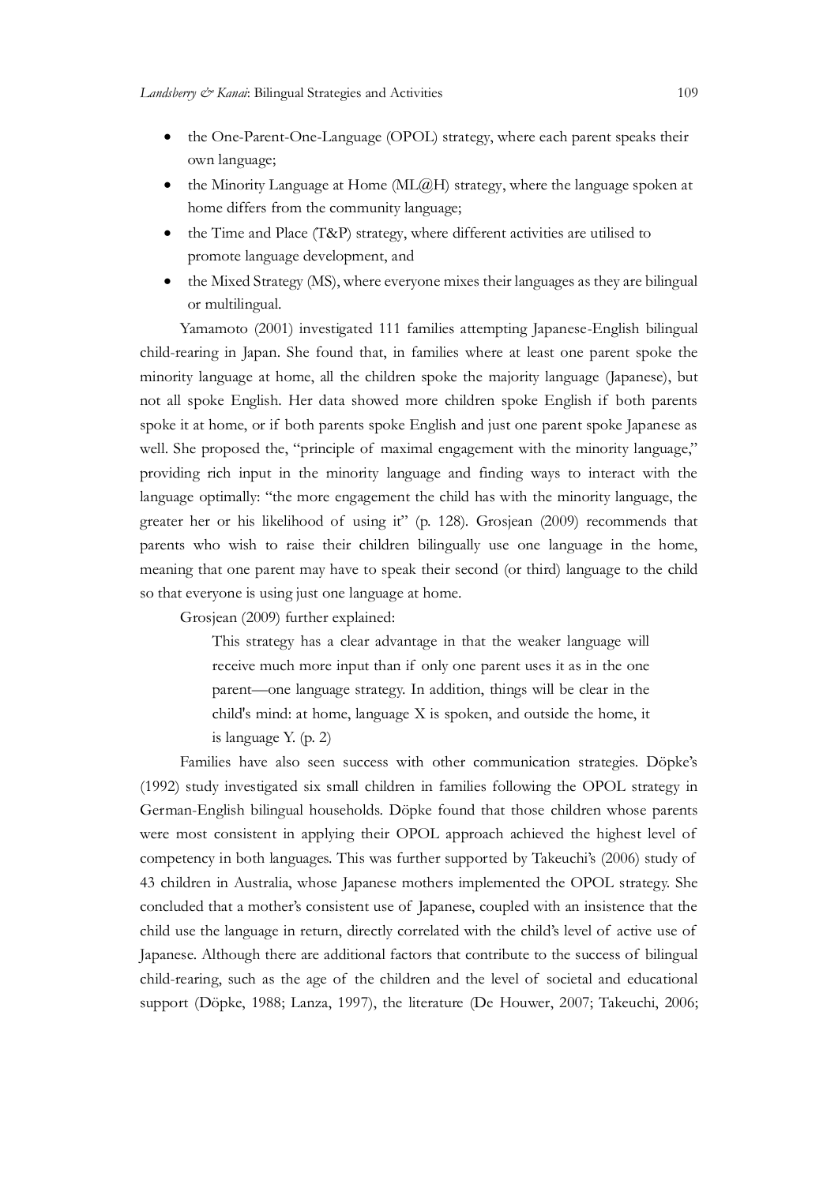- the One-Parent-One-Language (OPOL) strategy, where each parent speaks their own language;
- the Minority Language at Home (ML@H) strategy, where the language spoken at home differs from the community language;
- the Time and Place (T&P) strategy, where different activities are utilised to promote language development, and
- the Mixed Strategy (MS), where everyone mixes their languages as they are bilingual or multilingual.

Yamamoto (2001) investigated 111 families attempting Japanese-English bilingual child-rearing in Japan. She found that, in families where at least one parent spoke the minority language at home, all the children spoke the majority language (Japanese), but not all spoke English. Her data showed more children spoke English if both parents spoke it at home, or if both parents spoke English and just one parent spoke Japanese as well. She proposed the, "principle of maximal engagement with the minority language," providing rich input in the minority language and finding ways to interact with the language optimally: "the more engagement the child has with the minority language, the greater her or his likelihood of using it" (p. 128). Grosjean (2009) recommends that parents who wish to raise their children bilingually use one language in the home, meaning that one parent may have to speak their second (or third) language to the child so that everyone is using just one language at home.

Grosjean (2009) further explained:

> This strategy has a clear advantage in that the weaker language will receive much more input than if only one parent uses it as in the one parent—one language strategy. In addition, things will be clear in the child's mind: at home, language X is spoken, and outside the home, it is language Y. (p. 2)

Families have also seen success with other communication strategies. Döpke's (1992) study investigated six small children in families following the OPOL strategy in German-English bilingual households. Döpke found that those children whose parents were most consistent in applying their OPOL approach achieved the highest level of competency in both languages. This was further supported by Takeuchi's (2006) study of 43 children in Australia, whose Japanese mothers implemented the OPOL strategy. She concluded that a mother's consistent use of Japanese, coupled with an insistence that the child use the language in return, directly correlated with the child's level of active use of Japanese. Although there are additional factors that contribute to the success of bilingual child-rearing, such as the age of the children and the level of societal and educational support (Döpke, 1988; Lanza, 1997), the literature (De Houwer, 2007; Takeuchi, 2006;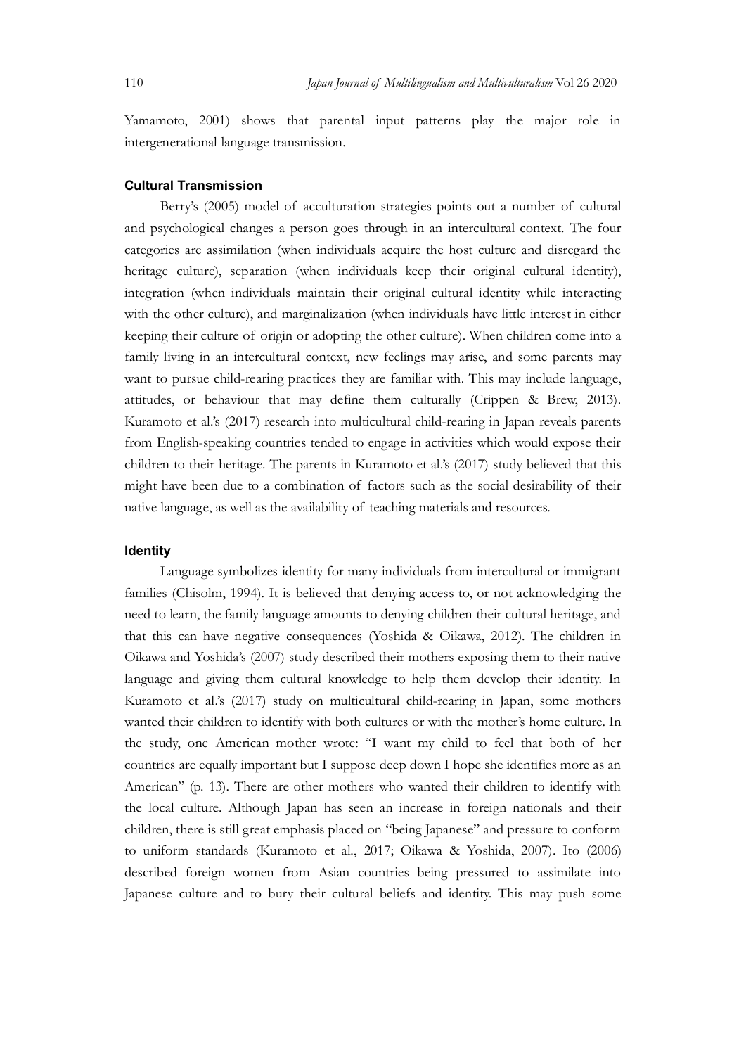Yamamoto, 2001) shows that parental input patterns play the major role in intergenerational language transmission.

### Cultural Transmission

Berry's (2005) model of acculturation strategies points out a number of cultural and psychological changes a person goes through in an intercultural context. The four categories are assimilation (when individuals acquire the host culture and disregard the heritage culture), separation (when individuals keep their original cultural identity), integration (when individuals maintain their original cultural identity while interacting with the other culture), and marginalization (when individuals have little interest in either keeping their culture of origin or adopting the other culture). When children come into a family living in an intercultural context, new feelings may arise, and some parents may want to pursue child-rearing practices they are familiar with. This may include language, attitudes, or behaviour that may define them culturally (Crippen & Brew, 2013). Kuramoto et al.'s (2017) research into multicultural child-rearing in Japan reveals parents from English-speaking countries tended to engage in activities which would expose their children to their heritage. The parents in Kuramoto et al.'s (2017) study believed that this might have been due to a combination of factors such as the social desirability of their native language, as well as the availability of teaching materials and resources.

### Identity

Language symbolizes identity for many individuals from intercultural or immigrant families (Chisolm, 1994). It is believed that denying access to, or not acknowledging the need to learn, the family language amounts to denying children their cultural heritage, and that this can have negative consequences (Yoshida & Oikawa, 2012). The children in Oikawa and Yoshida's (2007) study described their mothers exposing them to their native language and giving them cultural knowledge to help them develop their identity. In Kuramoto et al.'s (2017) study on multicultural child-rearing in Japan, some mothers wanted their children to identify with both cultures or with the mother's home culture. In the study, one American mother wrote: "I want my child to feel that both of her countries are equally important but I suppose deep down I hope she identifies more as an American" (p. 13). There are other mothers who wanted their children to identify with the local culture. Although Japan has seen an increase in foreign nationals and their children, there is still great emphasis placed on "being Japanese" and pressure to conform to uniform standards (Kuramoto et al., 2017; Oikawa & Yoshida, 2007). Ito (2006) described foreign women from Asian countries being pressured to assimilate into Japanese culture and to bury their cultural beliefs and identity. This may push some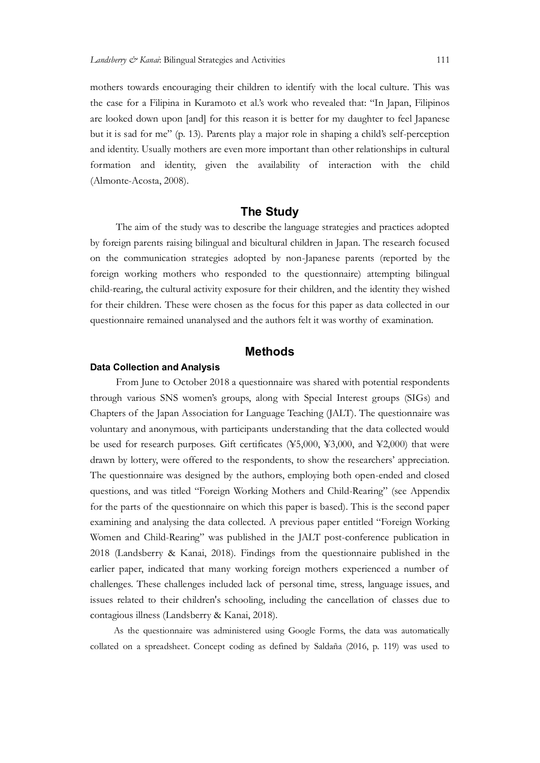mothers towards encouraging their children to identify with the local culture. This was the case for a Filipina in Kuramoto et al.'s work who revealed that: "In Japan, Filipinos are looked down upon [and] for this reason it is better for my daughter to feel Japanese but it is sad for me" (p. 13). Parents play a major role in shaping a child's self-perception and identity. Usually mothers are even more important than other relationships in cultural formation and identity, given the availability of interaction with the child (Almonte-Acosta, 2008).

## The Study

The aim of the study was to describe the language strategies and practices adopted by foreign parents raising bilingual and bicultural children in Japan. The research focused on the communication strategies adopted by non-Japanese parents (reported by the foreign working mothers who responded to the questionnaire) attempting bilingual child-rearing, the cultural activity exposure for their children, and the identity they wished for their children. These were chosen as the focus for this paper as data collected in our questionnaire remained unanalysed and the authors felt it was worthy of examination.

## Methods

### Data Collection and Analysis

From June to October 2018 a questionnaire was shared with potential respondents through various SNS women's groups, along with Special Interest groups (SIGs) and Chapters of the Japan Association for Language Teaching (JALT). The questionnaire was voluntary and anonymous, with participants understanding that the data collected would be used for research purposes. Gift certificates (¥5,000, ¥3,000, and ¥2,000) that were drawn by lottery, were offered to the respondents, to show the researchers' appreciation. The questionnaire was designed by the authors, employing both open-ended and closed questions, and was titled "Foreign Working Mothers and Child-Rearing" (see Appendix for the parts of the questionnaire on which this paper is based). This is the second paper examining and analysing the data collected. A previous paper entitled "Foreign Working Women and Child-Rearing" was published in the JALT post-conference publication in 2018 (Landsberry & Kanai, 2018). Findings from the questionnaire published in the earlier paper, indicated that many working foreign mothers experienced a number of challenges. These challenges included lack of personal time, stress, language issues, and issues related to their children's schooling, including the cancellation of classes due to contagious illness (Landsberry & Kanai, 2018).

As the questionnaire was administered using Google Forms, the data was automatically collated on a spreadsheet. Concept coding as defined by Saldaña (2016, p. 119) was used to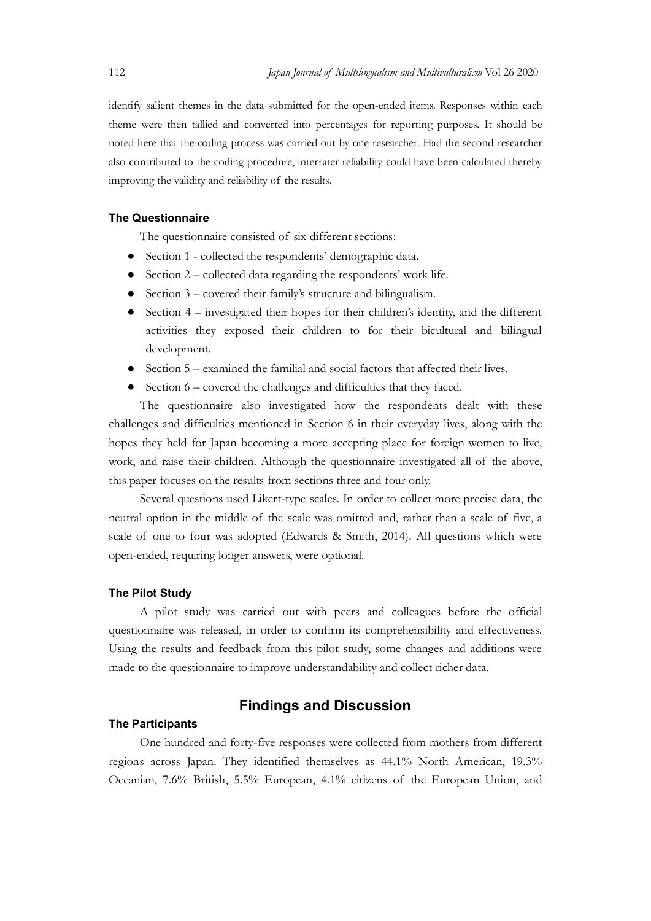identify salient themes in the data submitted for the open-ended items. Responses within each theme were then tallied and converted into percentages for reporting purposes. It should be noted here that the coding process was carried out by one researcher. Had the second researcher also contributed to the coding procedure, interrater reliability could have been calculated thereby improving the validity and reliability of the results.

### The Questionnaire

The questionnaire consisted of six different sections:

- Section 1 - collected the respondents' demographic data.
- Section 2 – collected data regarding the respondents' work life.
- Section 3 – covered their family's structure and bilingualism.
- Section 4 – investigated their hopes for their children's identity, and the different activities they exposed their children to for their bicultural and bilingual development.
- Section 5 – examined the familial and social factors that affected their lives.
- Section 6 – covered the challenges and difficulties that they faced.

The questionnaire also investigated how the respondents dealt with these challenges and difficulties mentioned in Section 6 in their everyday lives, along with the hopes they held for Japan becoming a more accepting place for foreign women to live, work, and raise their children. Although the questionnaire investigated all of the above, this paper focuses on the results from sections three and four only.

Several questions used Likert-type scales. In order to collect more precise data, the neutral option in the middle of the scale was omitted and, rather than a scale of five, a scale of one to four was adopted (Edwards & Smith, 2014). All questions which were open-ended, requiring longer answers, were optional.

### The Pilot Study

A pilot study was carried out with peers and colleagues before the official questionnaire was released, in order to confirm its comprehensibility and effectiveness. Using the results and feedback from this pilot study, some changes and additions were made to the questionnaire to improve understandability and collect richer data.

## Findings and Discussion

### The Participants

One hundred and forty-five responses were collected from mothers from different regions across Japan. They identified themselves as 44.1% North American, 19.3% Oceanian, 7.6% British, 5.5% European, 4.1% citizens of the European Union, and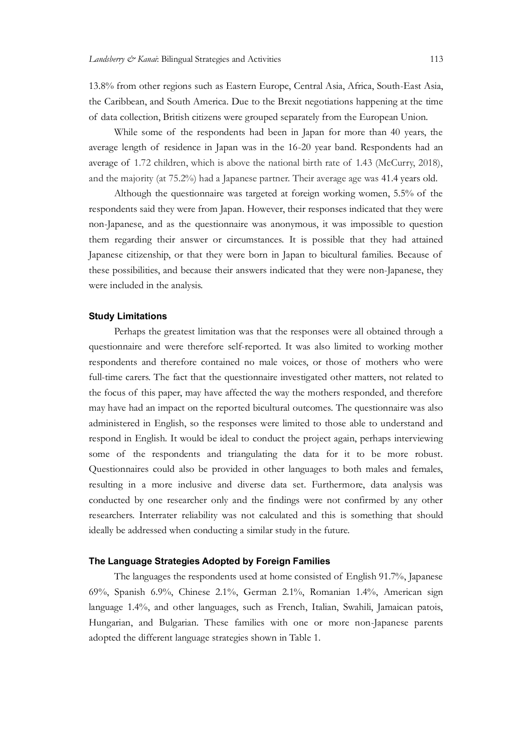13.8% from other regions such as Eastern Europe, Central Asia, Africa, South-East Asia, the Caribbean, and South America. Due to the Brexit negotiations happening at the time of data collection, British citizens were grouped separately from the European Union.

While some of the respondents had been in Japan for more than 40 years, the average length of residence in Japan was in the 16-20 year band. Respondents had an average of 1.72 children, which is above the national birth rate of 1.43 (McCurry, 2018), and the majority (at 75.2%) had a Japanese partner. Their average age was 41.4 years old.

Although the questionnaire was targeted at foreign working women, 5.5% of the respondents said they were from Japan. However, their responses indicated that they were non-Japanese, and as the questionnaire was anonymous, it was impossible to question them regarding their answer or circumstances. It is possible that they had attained Japanese citizenship, or that they were born in Japan to bicultural families. Because of these possibilities, and because their answers indicated that they were non-Japanese, they were included in the analysis.

### Study Limitations

Perhaps the greatest limitation was that the responses were all obtained through a questionnaire and were therefore self-reported. It was also limited to working mother respondents and therefore contained no male voices, or those of mothers who were full-time carers. The fact that the questionnaire investigated other matters, not related to the focus of this paper, may have affected the way the mothers responded, and therefore may have had an impact on the reported bicultural outcomes. The questionnaire was also administered in English, so the responses were limited to those able to understand and respond in English. It would be ideal to conduct the project again, perhaps interviewing some of the respondents and triangulating the data for it to be more robust. Questionnaires could also be provided in other languages to both males and females, resulting in a more inclusive and diverse data set. Furthermore, data analysis was conducted by one researcher only and the findings were not confirmed by any other researchers. Interrater reliability was not calculated and this is something that should ideally be addressed when conducting a similar study in the future.

### The Language Strategies Adopted by Foreign Families

The languages the respondents used at home consisted of English 91.7%, Japanese 69%, Spanish 6.9%, Chinese 2.1%, German 2.1%, Romanian 1.4%, American sign language 1.4%, and other languages, such as French, Italian, Swahili, Jamaican patois, Hungarian, and Bulgarian. These families with one or more non-Japanese parents adopted the different language strategies shown in Table 1.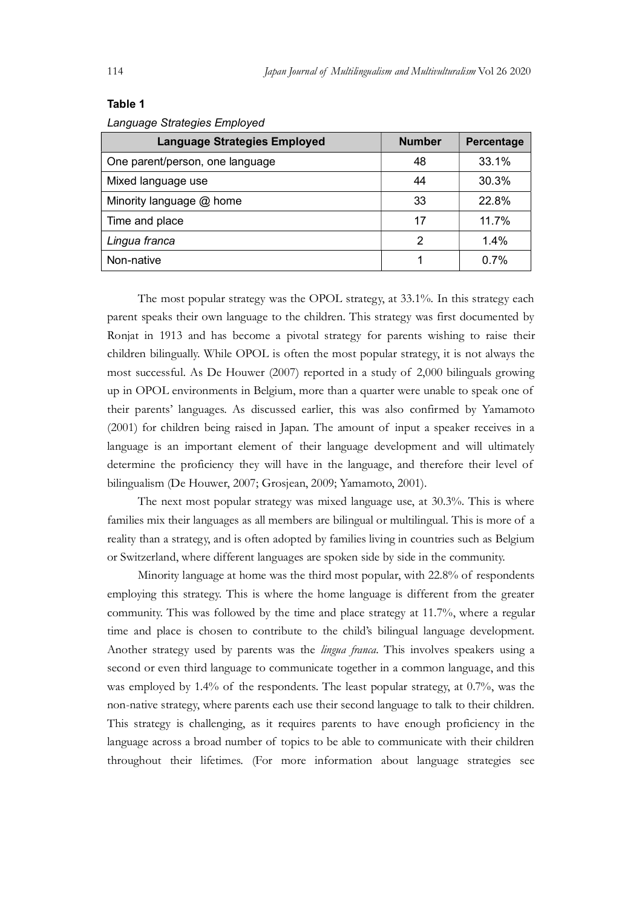**Table 1**

*Language Strategies Employed*

| Language Strategies Employed | Number | Percentage |
|---|---|---|
| One parent/person, one language | 48 | 33.1% |
| Mixed language use | 44 | 30.3% |
| Minority language @ home | 33 | 22.8% |
| Time and place | 17 | 11.7% |
| *Lingua franca* | 2 | 1.4% |
| Non-native | 1 | 0.7% |

The most popular strategy was the OPOL strategy, at 33.1%. In this strategy each parent speaks their own language to the children. This strategy was first documented by Ronjat in 1913 and has become a pivotal strategy for parents wishing to raise their children bilingually. While OPOL is often the most popular strategy, it is not always the most successful. As De Houwer (2007) reported in a study of 2,000 bilinguals growing up in OPOL environments in Belgium, more than a quarter were unable to speak one of their parents' languages. As discussed earlier, this was also confirmed by Yamamoto (2001) for children being raised in Japan. The amount of input a speaker receives in a language is an important element of their language development and will ultimately determine the proficiency they will have in the language, and therefore their level of bilingualism (De Houwer, 2007; Grosjean, 2009; Yamamoto, 2001).

The next most popular strategy was mixed language use, at 30.3%. This is where families mix their languages as all members are bilingual or multilingual. This is more of a reality than a strategy, and is often adopted by families living in countries such as Belgium or Switzerland, where different languages are spoken side by side in the community.

Minority language at home was the third most popular, with 22.8% of respondents employing this strategy. This is where the home language is different from the greater community. This was followed by the time and place strategy at 11.7%, where a regular time and place is chosen to contribute to the child's bilingual language development. Another strategy used by parents was the *lingua franca*. This involves speakers using a second or even third language to communicate together in a common language, and this was employed by 1.4% of the respondents. The least popular strategy, at 0.7%, was the non-native strategy, where parents each use their second language to talk to their children. This strategy is challenging, as it requires parents to have enough proficiency in the language across a broad number of topics to be able to communicate with their children throughout their lifetimes. (For more information about language strategies see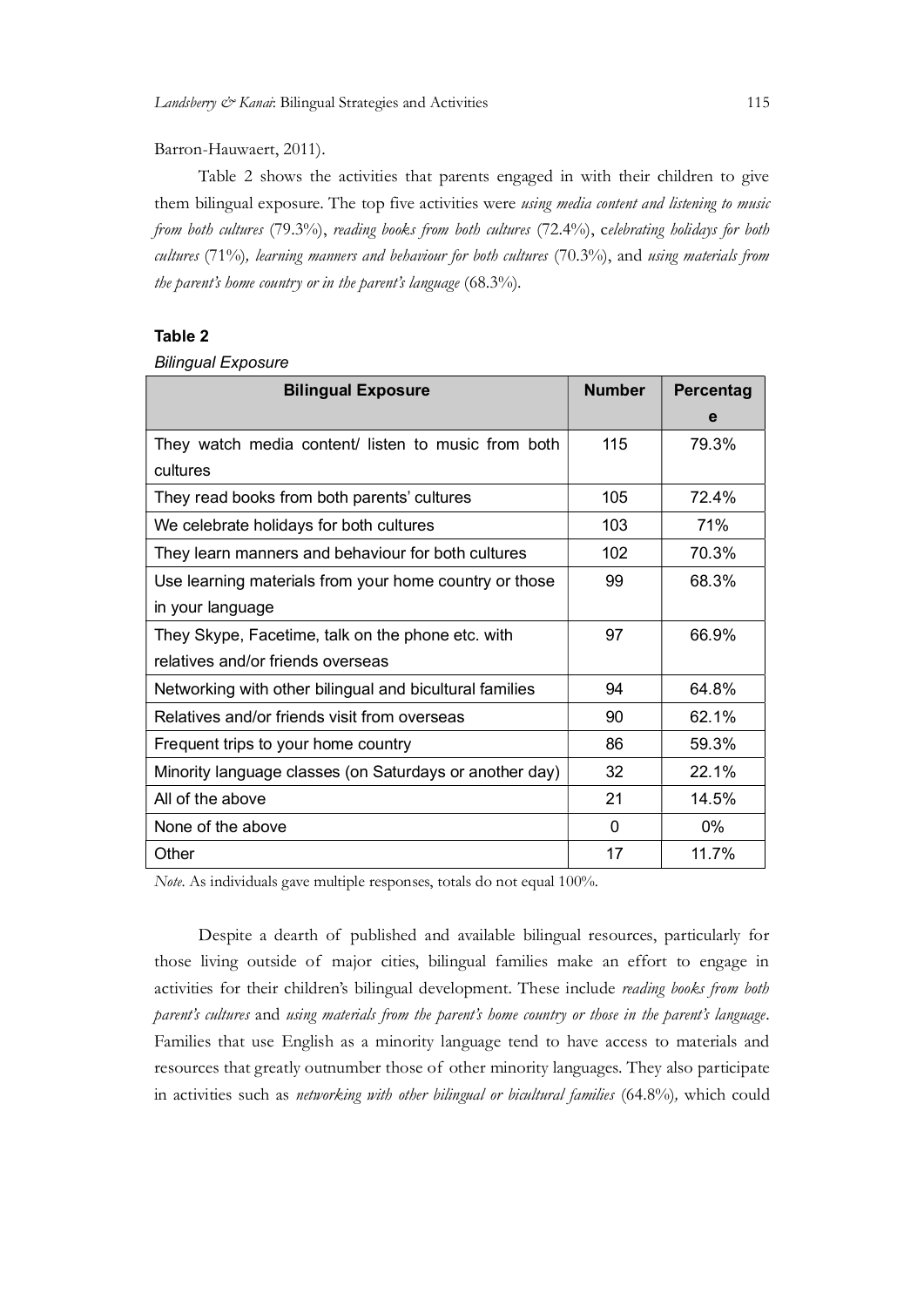Barron-Hauwaert, 2011).

Table 2 shows the activities that parents engaged in with their children to give them bilingual exposure. The top five activities were *using media content and listening to music from both cultures* (79.3%), *reading books from both cultures* (72.4%), c*elebrating holidays for both cultures* (71%)*, learning manners and behaviour for both cultures* (70.3%), and *using materials from the parent's home country or in the parent's language* (68.3%).

**Table 2**

*Bilingual Exposure*

| Bilingual Exposure | Number | Percentage |
|---|---|---|
| They watch media content/ listen to music from both cultures | 115 | 79.3% |
| They read books from both parents' cultures | 105 | 72.4% |
| We celebrate holidays for both cultures | 103 | 71% |
| They learn manners and behaviour for both cultures | 102 | 70.3% |
| Use learning materials from your home country or those in your language | 99 | 68.3% |
| They Skype, Facetime, talk on the phone etc. with relatives and/or friends overseas | 97 | 66.9% |
| Networking with other bilingual and bicultural families | 94 | 64.8% |
| Relatives and/or friends visit from overseas | 90 | 62.1% |
| Frequent trips to your home country | 86 | 59.3% |
| Minority language classes (on Saturdays or another day) | 32 | 22.1% |
| All of the above | 21 | 14.5% |
| None of the above | 0 | 0% |
| Other | 17 | 11.7% |

*Note*. As individuals gave multiple responses, totals do not equal 100%.

Despite a dearth of published and available bilingual resources, particularly for those living outside of major cities, bilingual families make an effort to engage in activities for their children's bilingual development. These include *reading books from both parent's cultures* and *using materials from the parent's home country or those in the parent's language*. Families that use English as a minority language tend to have access to materials and resources that greatly outnumber those of other minority languages. They also participate in activities such as *networking with other bilingual or bicultural families* (64.8%)*,* which could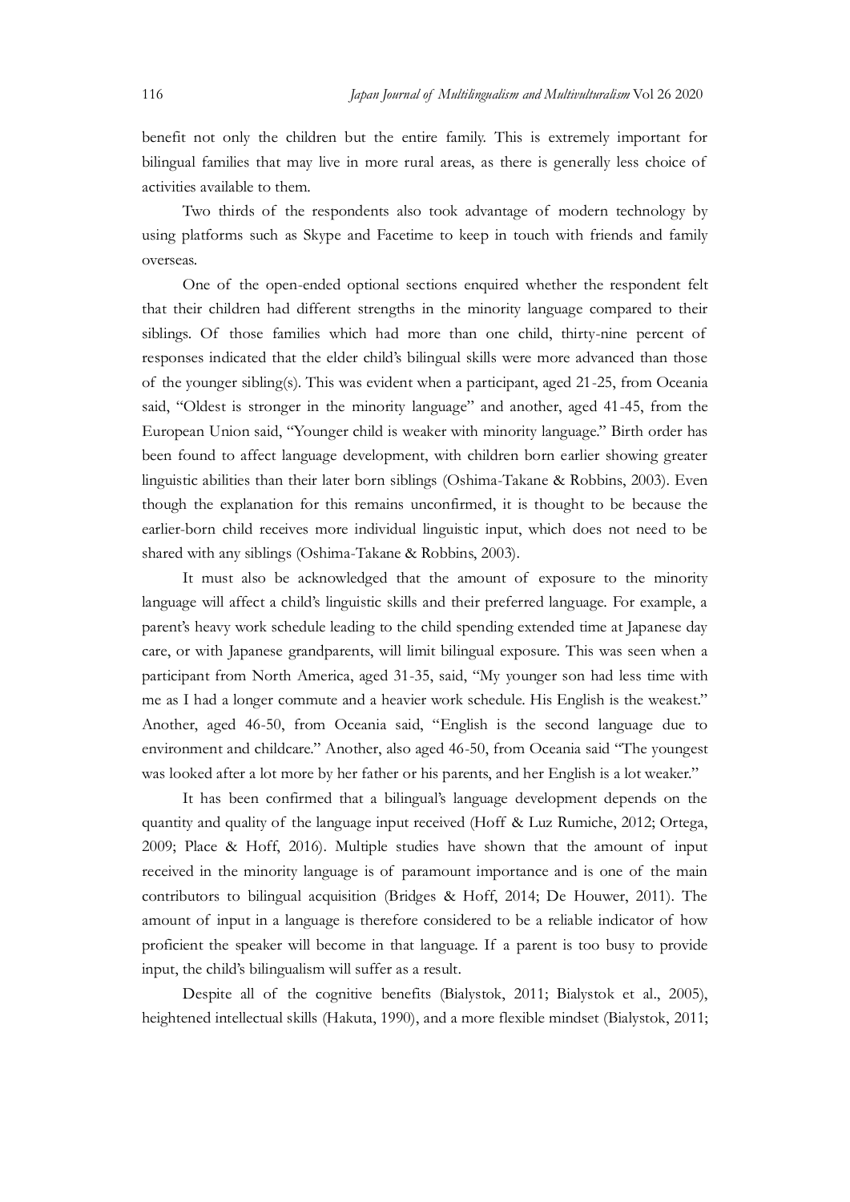benefit not only the children but the entire family. This is extremely important for bilingual families that may live in more rural areas, as there is generally less choice of activities available to them.

Two thirds of the respondents also took advantage of modern technology by using platforms such as Skype and Facetime to keep in touch with friends and family overseas.

One of the open-ended optional sections enquired whether the respondent felt that their children had different strengths in the minority language compared to their siblings. Of those families which had more than one child, thirty-nine percent of responses indicated that the elder child's bilingual skills were more advanced than those of the younger sibling(s). This was evident when a participant, aged 21-25, from Oceania said, "Oldest is stronger in the minority language" and another, aged 41-45, from the European Union said, "Younger child is weaker with minority language." Birth order has been found to affect language development, with children born earlier showing greater linguistic abilities than their later born siblings (Oshima-Takane & Robbins, 2003). Even though the explanation for this remains unconfirmed, it is thought to be because the earlier-born child receives more individual linguistic input, which does not need to be shared with any siblings (Oshima-Takane & Robbins, 2003).

It must also be acknowledged that the amount of exposure to the minority language will affect a child's linguistic skills and their preferred language. For example, a parent's heavy work schedule leading to the child spending extended time at Japanese day care, or with Japanese grandparents, will limit bilingual exposure. This was seen when a participant from North America, aged 31-35, said, "My younger son had less time with me as I had a longer commute and a heavier work schedule. His English is the weakest." Another, aged 46-50, from Oceania said, "English is the second language due to environment and childcare." Another, also aged 46-50, from Oceania said "The youngest was looked after a lot more by her father or his parents, and her English is a lot weaker."

It has been confirmed that a bilingual's language development depends on the quantity and quality of the language input received (Hoff & Luz Rumiche, 2012; Ortega, 2009; Place & Hoff, 2016). Multiple studies have shown that the amount of input received in the minority language is of paramount importance and is one of the main contributors to bilingual acquisition (Bridges & Hoff, 2014; De Houwer, 2011). The amount of input in a language is therefore considered to be a reliable indicator of how proficient the speaker will become in that language. If a parent is too busy to provide input, the child's bilingualism will suffer as a result.

Despite all of the cognitive benefits (Bialystok, 2011; Bialystok et al., 2005), heightened intellectual skills (Hakuta, 1990), and a more flexible mindset (Bialystok, 2011;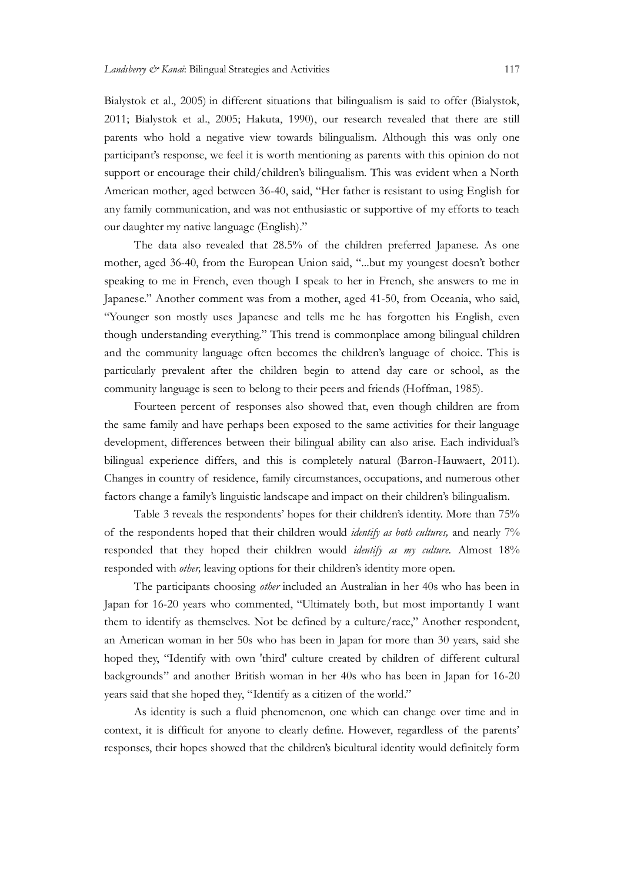Bialystok et al., 2005) in different situations that bilingualism is said to offer (Bialystok, 2011; Bialystok et al., 2005; Hakuta, 1990), our research revealed that there are still parents who hold a negative view towards bilingualism. Although this was only one participant's response, we feel it is worth mentioning as parents with this opinion do not support or encourage their child/children's bilingualism. This was evident when a North American mother, aged between 36-40, said, "Her father is resistant to using English for any family communication, and was not enthusiastic or supportive of my efforts to teach our daughter my native language (English)."

The data also revealed that 28.5% of the children preferred Japanese. As one mother, aged 36-40, from the European Union said, "...but my youngest doesn't bother speaking to me in French, even though I speak to her in French, she answers to me in Japanese." Another comment was from a mother, aged 41-50, from Oceania, who said, "Younger son mostly uses Japanese and tells me he has forgotten his English, even though understanding everything." This trend is commonplace among bilingual children and the community language often becomes the children's language of choice. This is particularly prevalent after the children begin to attend day care or school, as the community language is seen to belong to their peers and friends (Hoffman, 1985).

Fourteen percent of responses also showed that, even though children are from the same family and have perhaps been exposed to the same activities for their language development, differences between their bilingual ability can also arise. Each individual's bilingual experience differs, and this is completely natural (Barron-Hauwaert, 2011). Changes in country of residence, family circumstances, occupations, and numerous other factors change a family's linguistic landscape and impact on their children's bilingualism.

Table 3 reveals the respondents' hopes for their children's identity. More than 75% of the respondents hoped that their children would *identify as both cultures,* and nearly 7% responded that they hoped their children would *identify as my culture*. Almost 18% responded with *other,* leaving options for their children's identity more open.

The participants choosing *other* included an Australian in her 40s who has been in Japan for 16-20 years who commented, "Ultimately both, but most importantly I want them to identify as themselves. Not be defined by a culture/race," Another respondent, an American woman in her 50s who has been in Japan for more than 30 years, said she hoped they, "Identify with own 'third' culture created by children of different cultural backgrounds" and another British woman in her 40s who has been in Japan for 16-20 years said that she hoped they, "Identify as a citizen of the world."

As identity is such a fluid phenomenon, one which can change over time and in context, it is difficult for anyone to clearly define. However, regardless of the parents' responses, their hopes showed that the children's bicultural identity would definitely form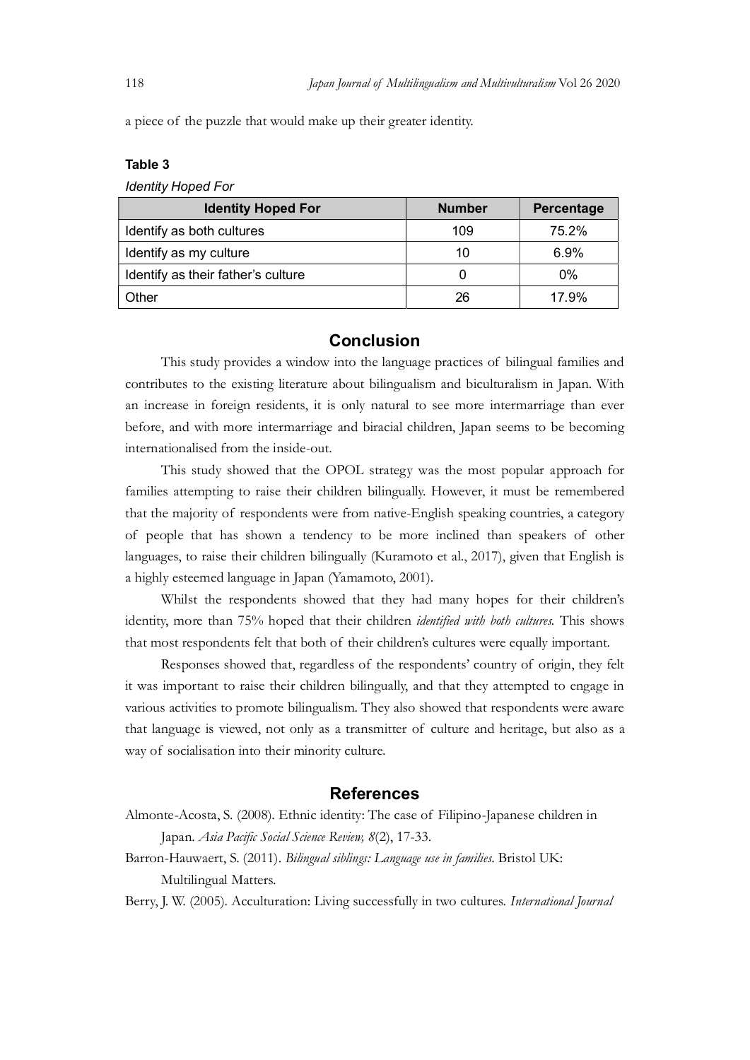a piece of the puzzle that would make up their greater identity.

**Table 3**

*Identity Hoped For*

| Identity Hoped For | Number | Percentage |
|---|---|---|
| Identify as both cultures | 109 | 75.2% |
| Identify as my culture | 10 | 6.9% |
| Identify as their father's culture | 0 | 0% |
| Other | 26 | 17.9% |

## Conclusion

This study provides a window into the language practices of bilingual families and contributes to the existing literature about bilingualism and biculturalism in Japan. With an increase in foreign residents, it is only natural to see more intermarriage than ever before, and with more intermarriage and biracial children, Japan seems to be becoming internationalised from the inside-out.

This study showed that the OPOL strategy was the most popular approach for families attempting to raise their children bilingually. However, it must be remembered that the majority of respondents were from native-English speaking countries, a category of people that has shown a tendency to be more inclined than speakers of other languages, to raise their children bilingually (Kuramoto et al., 2017), given that English is a highly esteemed language in Japan (Yamamoto, 2001).

Whilst the respondents showed that they had many hopes for their children's identity, more than 75% hoped that their children *identified with both cultures*. This shows that most respondents felt that both of their children's cultures were equally important.

Responses showed that, regardless of the respondents' country of origin, they felt it was important to raise their children bilingually, and that they attempted to engage in various activities to promote bilingualism. They also showed that respondents were aware that language is viewed, not only as a transmitter of culture and heritage, but also as a way of socialisation into their minority culture.

## References

Almonte-Acosta, S. (2008). Ethnic identity: The case of Filipino-Japanese children in Japan. *Asia Pacific Social Science Review, 8*(2), 17-33.

Barron-Hauwaert, S. (2011). *Bilingual siblings: Language use in families*. Bristol UK: Multilingual Matters.

Berry, J. W. (2005). Acculturation: Living successfully in two cultures. *International Journal*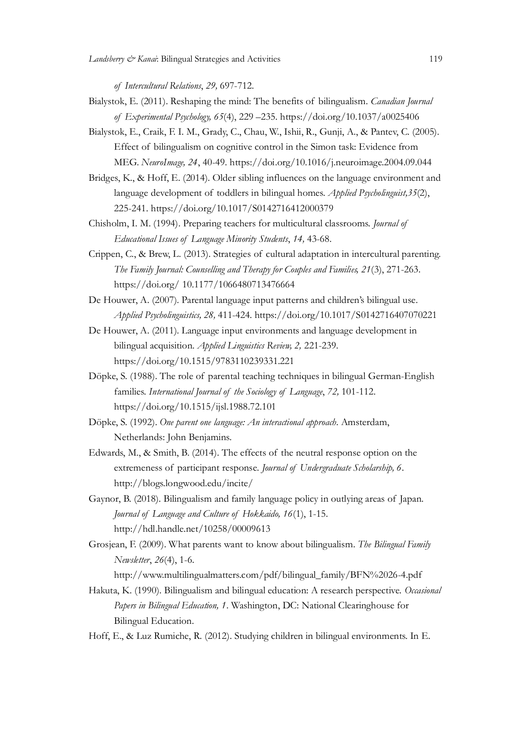*of Intercultural Relations*, *29,* 697-712.

Bialystok, E. (2011). Reshaping the mind: The benefits of bilingualism. *Canadian Journal of Experimental Psychology, 65*(4), 229 –235. https://doi.org/10.1037/a0025406

Bialystok, E., Craik, F. I. M., Grady, C., Chau, W., Ishii, R., Gunji, A., & Pantev, C. (2005). Effect of bilingualism on cognitive control in the Simon task: Evidence from MEG. *NeuroImage, 24*, 40-49. https://doi.org/10.1016/j.neuroimage.2004.09.044

Bridges, K., & Hoff, E. (2014). Older sibling influences on the language environment and language development of toddlers in bilingual homes. *Applied Psycholinguist,35*(2), 225-241. https://doi.org/10.1017/S0142716412000379

Chisholm, I. M. (1994). Preparing teachers for multicultural classrooms. *Journal of Educational Issues of Language Minority Students*, *14,* 43-68.

Crippen, C., & Brew, L. (2013). Strategies of cultural adaptation in intercultural parenting. *The Family Journal: Counselling and Therapy for Couples and Families, 21*(3), 271-263. https://doi.org/ 10.1177/1066480713476664

De Houwer, A. (2007). Parental language input patterns and children's bilingual use. *Applied Psycholinguistics, 28,* 411-424. https://doi.org/10.1017/S0142716407070221

De Houwer, A. (2011). Language input environments and language development in bilingual acquisition. *Applied Linguistics Review, 2,* 221-239. https://doi.org/10.1515/9783110239331.221

Döpke, S. (1988). The role of parental teaching techniques in bilingual German-English families. *International Journal of the Sociology of Language*, *72,* 101-112. https://doi.org/10.1515/ijsl.1988.72.101

Döpke, S. (1992). *One parent one language: An interactional approach*. Amsterdam, Netherlands: John Benjamins.

Edwards, M., & Smith, B. (2014). The effects of the neutral response option on the extremeness of participant response. *Journal of Undergraduate Scholarship, 6*. http://blogs.longwood.edu/incite/

Gaynor, B. (2018). Bilingualism and family language policy in outlying areas of Japan. *Journal of Language and Culture of Hokkaido, 16*(1), 1-15. http://hdl.handle.net/10258/00009613

Grosjean, F. (2009). What parents want to know about bilingualism. *The Bilingual Family Newsletter*, *26*(4), 1-6. http://www.multilingualmatters.com/pdf/bilingual_family/BFN%2026-4.pdf

Hakuta, K. (1990). Bilingualism and bilingual education: A research perspective. *Occasional Papers in Bilingual Education, 1*. Washington, DC: National Clearinghouse for Bilingual Education.

Hoff, E., & Luz Rumiche, R. (2012). Studying children in bilingual environments. In E.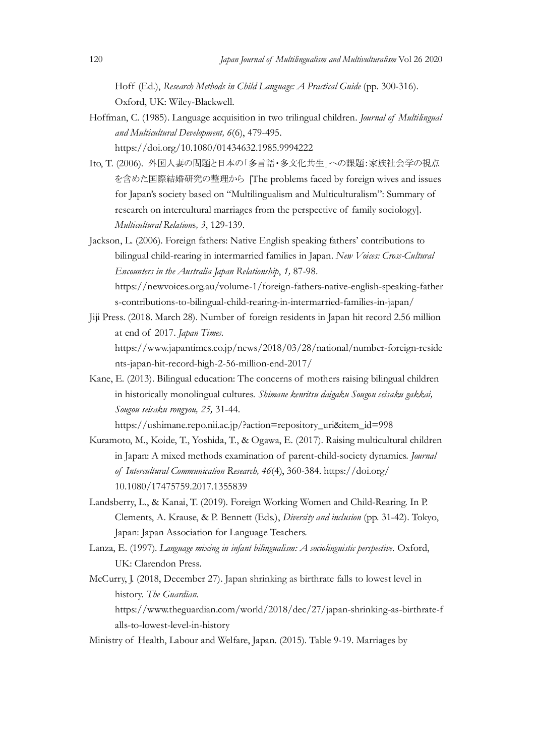Hoff (Ed.), *Research Methods in Child Language: A Practical Guide* (pp. 300-316). Oxford, UK: Wiley-Blackwell.

Hoffman, C. (1985). Language acquisition in two trilingual children. *Journal of Multilingual and Multicultural Development, 6*(6), 479-495. https://doi.org/10.1080/01434632.1985.9994222

Ito, T. (2006). 外国人妻の問題と日本の「多言語・多文化共生」への課題：家族社会学の視点を含めた国際結婚研究の整理から [The problems faced by foreign wives and issues for Japan's society based on "Multilingualism and Multiculturalism": Summary of research on intercultural marriages from the perspective of family sociology]. *Multicultural Relations, 3*, 129-139.

Jackson, L. (2006). Foreign fathers: Native English speaking fathers' contributions to bilingual child-rearing in intermarried families in Japan. *New Voices: Cross-Cultural Encounters in the Australia Japan Relationship*, *1,* 87-98. https://newvoices.org.au/volume-1/foreign-fathers-native-english-speaking-fathers-contributions-to-bilingual-child-rearing-in-intermarried-families-in-japan/

Jiji Press. (2018. March 28). Number of foreign residents in Japan hit record 2.56 million at end of 2017. *Japan Times*. https://www.japantimes.co.jp/news/2018/03/28/national/number-foreign-residents-japan-hit-record-high-2-56-million-end-2017/

Kane, E. (2013). Bilingual education: The concerns of mothers raising bilingual children in historically monolingual cultures. *Shimane kenritsu daigaku Sougou seisaku gakkai, Sougou seisaku rongyou, 25,* 31-44. https://ushimane.repo.nii.ac.jp/?action=repository_uri&item_id=998

Kuramoto, M., Koide, T., Yoshida, T., & Ogawa, E. (2017). Raising multicultural children in Japan: A mixed methods examination of parent-child-society dynamics. *Journal of Intercultural Communication Research, 46*(4), 360-384. https://doi.org/10.1080/17475759.2017.1355839

Landsberry, L., & Kanai, T. (2019). Foreign Working Women and Child-Rearing. In P. Clements, A. Krause, & P. Bennett (Eds.), *Diversity and inclusion* (pp. 31-42). Tokyo, Japan: Japan Association for Language Teachers.

Lanza, E. (1997). *Language mixing in infant bilingualism: A sociolinguistic perspective*. Oxford, UK: Clarendon Press.

McCurry, J. (2018, December 27). Japan shrinking as birthrate falls to lowest level in history. *The Guardian.* https://www.theguardian.com/world/2018/dec/27/japan-shrinking-as-birthrate-falls-to-lowest-level-in-history

Ministry of Health, Labour and Welfare, Japan. (2015). Table 9-19. Marriages by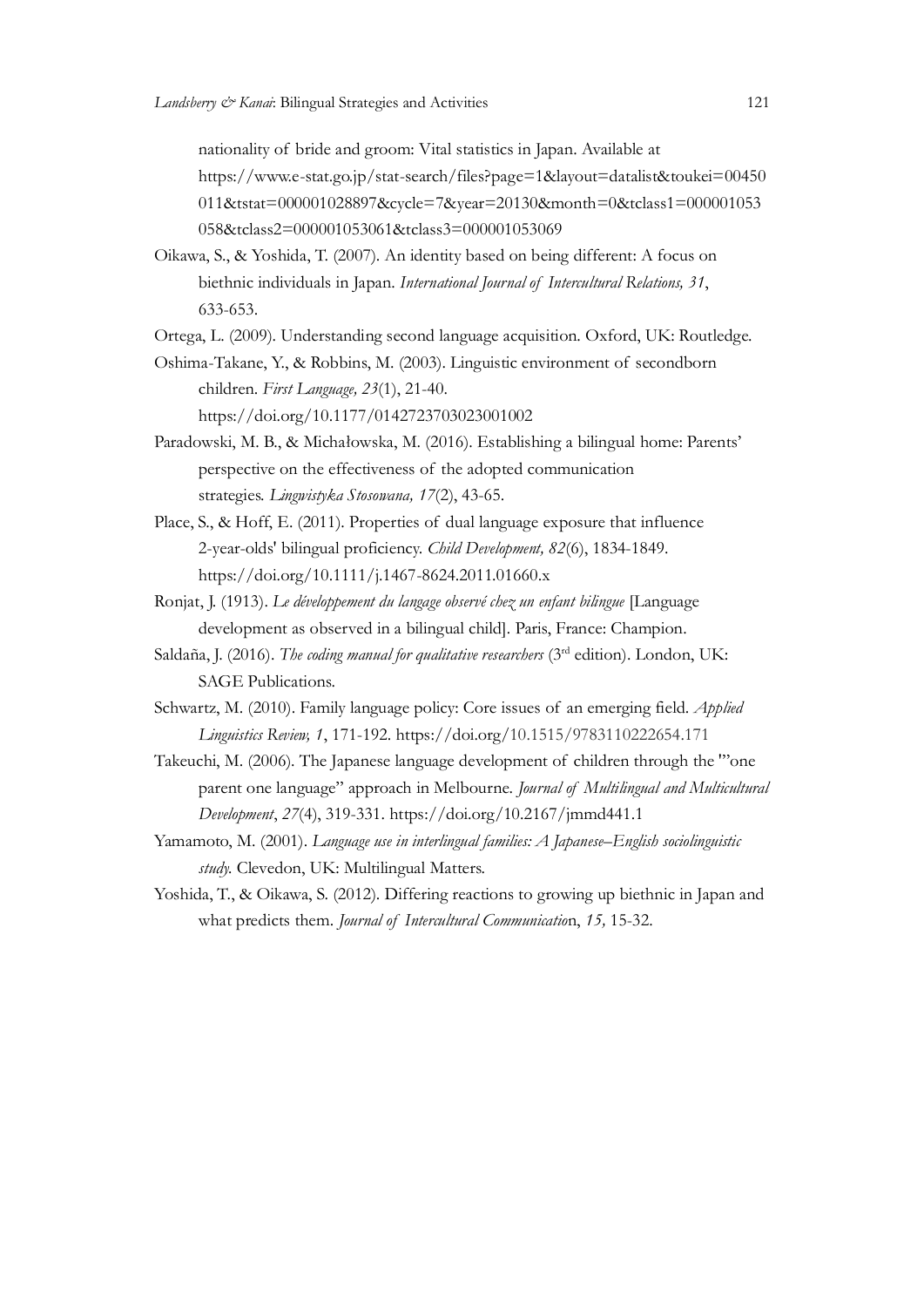nationality of bride and groom: Vital statistics in Japan. Available at https://www.e-stat.go.jp/stat-search/files?page=1&layout=datalist&toukei=00450011&tstat=000001028897&cycle=7&year=20130&month=0&tclass1=000001053058&tclass2=000001053061&tclass3=000001053069

Oikawa, S., & Yoshida, T. (2007). An identity based on being different: A focus on biethnic individuals in Japan. *International Journal of Intercultural Relations, 31*, 633-653.

Ortega, L. (2009). Understanding second language acquisition. Oxford, UK: Routledge.

Oshima-Takane, Y., & Robbins, M. (2003). Linguistic environment of secondborn children. *First Language, 23*(1), 21-40. https://doi.org/10.1177/0142723703023001002

Paradowski, M. B., & Michałowska, M. (2016). Establishing a bilingual home: Parents' perspective on the effectiveness of the adopted communication strategies. *Lingwistyka Stosowana, 17*(2), 43-65.

Place, S., & Hoff, E. (2011). Properties of dual language exposure that influence 2-year-olds' bilingual proficiency. *Child Development, 82*(6), 1834-1849. https://doi.org/10.1111/j.1467-8624.2011.01660.x

Ronjat, J. (1913). *Le développement du langage observé chez un enfant bilingue* [Language development as observed in a bilingual child]. Paris, France: Champion.

Saldaña, J. (2016). *The coding manual for qualitative researchers* (3rd edition). London, UK: SAGE Publications.

Schwartz, M. (2010). Family language policy: Core issues of an emerging field. *Applied Linguistics Review, 1*, 171-192. https://doi.org/10.1515/9783110222654.171

Takeuchi, M. (2006). The Japanese language development of children through the '"one parent one language" approach in Melbourne. *Journal of Multilingual and Multicultural Development*, *27*(4), 319-331. https://doi.org/10.2167/jmmd441.1

Yamamoto, M. (2001). *Language use in interlingual families: A Japanese–English sociolinguistic study.* Clevedon, UK: Multilingual Matters.

Yoshida, T., & Oikawa, S. (2012). Differing reactions to growing up biethnic in Japan and what predicts them. *Journal of Intercultural Communication*, *15,* 15-32.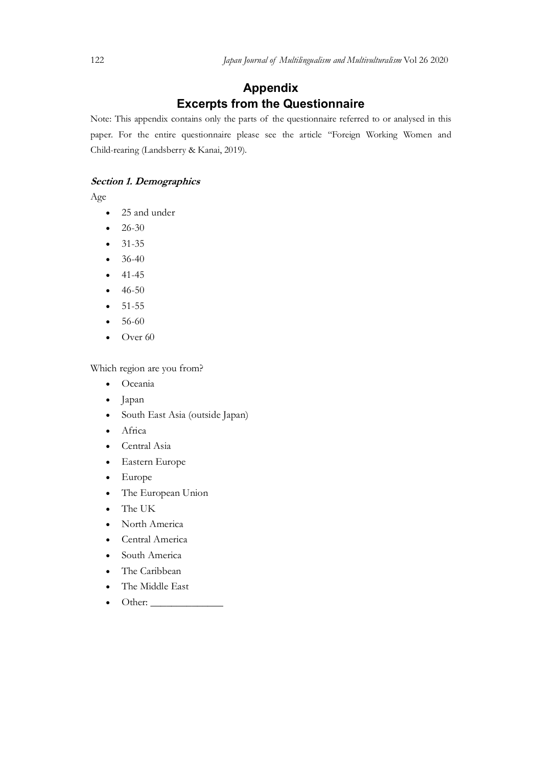# Appendix
# Excerpts from the Questionnaire

Note: This appendix contains only the parts of the questionnaire referred to or analysed in this paper. For the entire questionnaire please see the article "Foreign Working Women and Child-rearing (Landsberry & Kanai, 2019).

***Section 1. Demographics***

Age

- 25 and under
- 26-30
- 31-35
- 36-40
- 41-45
- 46-50
- 51-55
- 56-60
- Over 60

Which region are you from?

- Oceania
- Japan
- South East Asia (outside Japan)
- Africa
- Central Asia
- Eastern Europe
- Europe
- The European Union
- The UK
- North America
- Central America
- South America
- The Caribbean
- The Middle East
- Other: ______________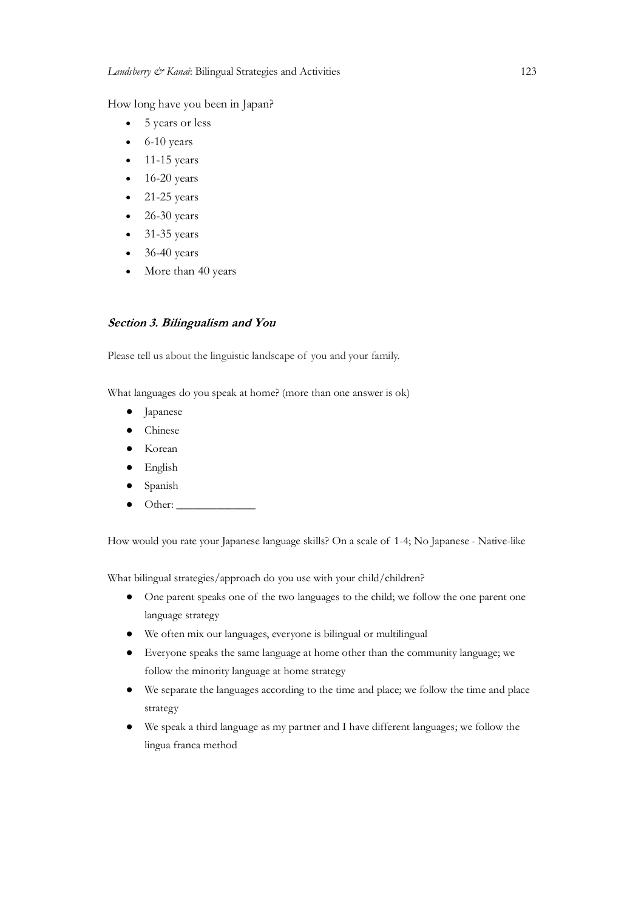How long have you been in Japan?

- 5 years or less
- 6-10 years
- 11-15 years
- 16-20 years
- 21-25 years
- 26-30 years
- 31-35 years
- 36-40 years
- More than 40 years

### *Section 3. Bilingualism and You*

Please tell us about the linguistic landscape of you and your family.

What languages do you speak at home? (more than one answer is ok)

- Japanese
- Chinese
- Korean
- English
- Spanish
- Other: ______________

How would you rate your Japanese language skills? On a scale of 1-4; No Japanese - Native-like

What bilingual strategies/approach do you use with your child/children?

- One parent speaks one of the two languages to the child; we follow the one parent one language strategy
- We often mix our languages, everyone is bilingual or multilingual
- Everyone speaks the same language at home other than the community language; we follow the minority language at home strategy
- We separate the languages according to the time and place; we follow the time and place strategy
- We speak a third language as my partner and I have different languages; we follow the lingua franca method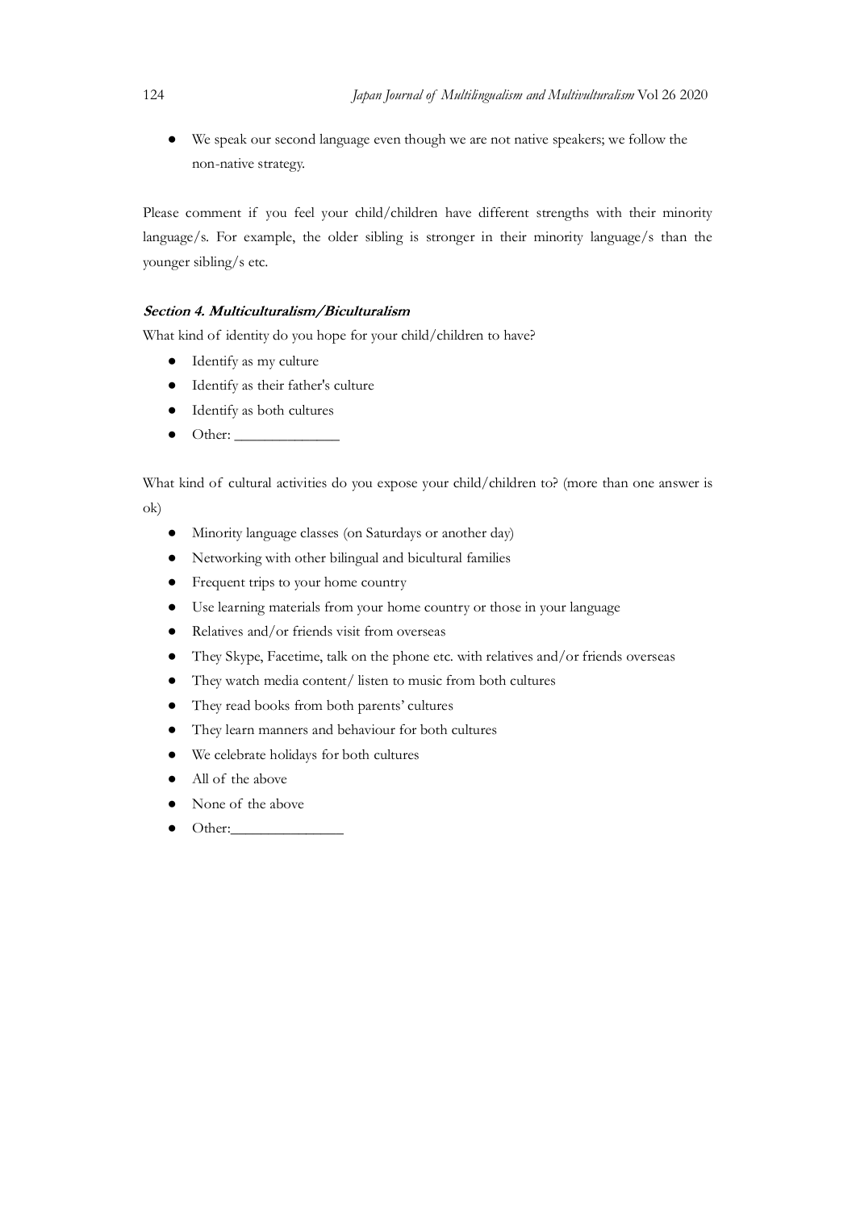- We speak our second language even though we are not native speakers; we follow the non-native strategy.

Please comment if you feel your child/children have different strengths with their minority language/s. For example, the older sibling is stronger in their minority language/s than the younger sibling/s etc.

#### *Section 4. Multiculturalism/Biculturalism*

What kind of identity do you hope for your child/children to have?

- Identify as my culture
- Identify as their father's culture
- Identify as both cultures
- Other: ______________

What kind of cultural activities do you expose your child/children to? (more than one answer is ok)

- Minority language classes (on Saturdays or another day)
- Networking with other bilingual and bicultural families
- Frequent trips to your home country
- Use learning materials from your home country or those in your language
- Relatives and/or friends visit from overseas
- They Skype, Facetime, talk on the phone etc. with relatives and/or friends overseas
- They watch media content/ listen to music from both cultures
- They read books from both parents' cultures
- They learn manners and behaviour for both cultures
- We celebrate holidays for both cultures
- All of the above
- None of the above
- Other:_______________